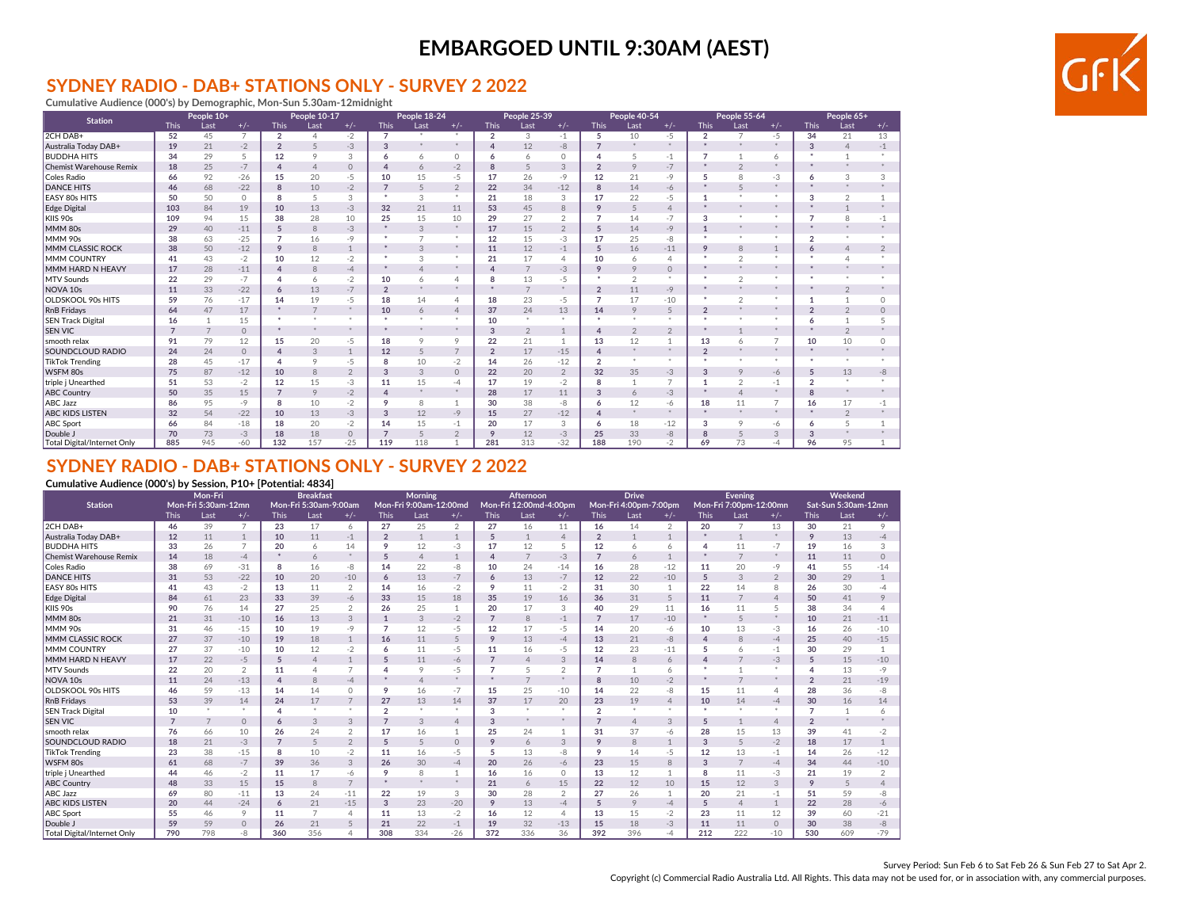# EMBARGOED UNTIL 9:30AM (AEST)

## SYDNEY RADIO - DAB+ STATIONS ONLY - SURVEY 2 2022

**Cumulative Audience (000's) by Demographic, Mon-Sun 5.30am-12midnight**

| Station | People 10+ | | | People 10-17 | | | People 18-24 | | | People 25-39 | | | People 40-54 | | | People 55-64 | | | People 65+ | | |
|---|---|---|---|---|---|---|---|---|---|---|---|---|---|---|---|---|---|---|---|---|---|
| | This | Last | +/- | This | Last | +/- | This | Last | +/- | This | Last | +/- | This | Last | +/- | This | Last | +/- | This | Last | +/- |
| 2CH DAB+ | 52 | 45 | 7 | 2 | 4 | -2 | 7 | * | * | 2 | 3 | -1 | 5 | 10 | -5 | 2 | 7 | -5 | 34 | 21 | 13 |
| Australia Today DAB+ | 19 | 21 | -2 | 2 | 5 | -3 | 3 | * | * | 4 | 12 | -8 | 7 | * | * | * | * | * | 3 | 4 | -1 |
| BUDDHA HITS | 34 | 29 | 5 | 12 | 9 | 3 | 6 | 6 | 0 | 6 | 6 | 0 | 4 | 5 | -1 | 7 | 1 | 6 | * | 1 | * |
| Chemist Warehouse Remix | 18 | 25 | -7 | 4 | 4 | 0 | 4 | 6 | -2 | 8 | 5 | 3 | 2 | 9 | -7 | * | 2 | * | * | * | * |
| Coles Radio | 66 | 92 | -26 | 15 | 20 | -5 | 10 | 15 | -5 | 17 | 26 | -9 | 12 | 21 | -9 | 5 | 8 | -3 | 6 | 3 | 3 |
| DANCE HITS | 46 | 68 | -22 | 8 | 10 | -2 | 7 | 5 | 2 | 22 | 34 | -12 | 8 | 14 | -6 | * | 5 | * | * | * | * |
| EASY 80s HITS | 50 | 50 | 0 | 8 | 5 | 3 | * | 3 | * | 21 | 18 | 3 | 17 | 22 | -5 | 1 | * | * | 3 | 2 | 1 |
| Edge Digital | 103 | 84 | 19 | 10 | 13 | -3 | 32 | 21 | 11 | 53 | 45 | 8 | 9 | 5 | 4 | * | * | * | * | 1 | * |
| KIIS 90s | 109 | 94 | 15 | 38 | 28 | 10 | 25 | 15 | 10 | 29 | 27 | 2 | 7 | 14 | -7 | 3 | * | * | 7 | 8 | -1 |
| MMM 80s | 29 | 40 | -11 | 5 | 8 | -3 | * | 3 | * | 17 | 15 | 2 | 5 | 14 | -9 | 1 | * | * | * | * | * |
| MMM 90s | 38 | 63 | -25 | 7 | 16 | -9 | * | 7 | * | 12 | 15 | -3 | 17 | 25 | -8 | * | * | * | 2 | * | * |
| MMM CLASSIC ROCK | 38 | 50 | -12 | 9 | 8 | 1 | * | 3 | * | 11 | 12 | -1 | 5 | 16 | -11 | 9 | 8 | 1 | 6 | 4 | 2 |
| MMM COUNTRY | 41 | 43 | -2 | 10 | 12 | -2 | * | 3 | * | 21 | 17 | 4 | 10 | 6 | 4 | * | 2 | * | * | 4 | * |
| MMM HARD N HEAVY | 17 | 28 | -11 | 4 | 8 | -4 | * | 4 | * | 4 | 7 | -3 | 9 | 9 | 0 | * | * | * | * | * | * |
| MTV Sounds | 22 | 29 | -7 | 4 | 6 | -2 | 10 | 6 | 4 | 8 | 13 | -5 | * | 2 | * | * | 2 | * | * | * | * |
| NOVA 10s | 11 | 33 | -22 | 6 | 13 | -7 | 2 | * | * | * | 7 | * | 2 | 11 | -9 | * | * | * | * | 2 | * |
| OLDSKOOL 90s HITS | 59 | 76 | -17 | 14 | 19 | -5 | 18 | 14 | 4 | 18 | 23 | -5 | 7 | 17 | -10 | * | 2 | * | 1 | 1 | 0 |
| RnB Fridays | 64 | 47 | 17 | * | 7 | * | 10 | 6 | 4 | 37 | 24 | 13 | 14 | 9 | 5 | 2 | * | * | 2 | 2 | 0 |
| SEN Track Digital | 16 | 1 | 15 | * | * | * | * | * | * | 10 | * | * | * | * | * | * | * | * | 6 | 1 | 5 |
| SEN VIC | 7 | 7 | 0 | * | * | * | * | * | * | 3 | 2 | 1 | 4 | 2 | 2 | * | 1 | * | * | 2 | * |
| smooth relax | 91 | 79 | 12 | 15 | 20 | -5 | 18 | 9 | 9 | 22 | 21 | 1 | 13 | 12 | 1 | 13 | 6 | 7 | 10 | 10 | 0 |
| SOUNDCLOUD RADIO | 24 | 24 | 0 | 4 | 3 | 1 | 12 | 5 | 7 | 2 | 17 | -15 | 4 | * | * | 2 | * | * | * | * | * |
| TikTok Trending | 28 | 45 | -17 | 4 | 9 | -5 | 8 | 10 | -2 | 14 | 26 | -12 | 2 | * | * | * | * | * | * | * | * |
| WSFM 80s | 75 | 87 | -12 | 10 | 8 | 2 | 3 | 3 | 0 | 22 | 20 | 2 | 32 | 35 | -3 | 3 | 9 | -6 | 5 | 13 | -8 |
| triple j Unearthed | 51 | 53 | -2 | 12 | 15 | -3 | 11 | 15 | -4 | 17 | 19 | -2 | 8 | 1 | 7 | 1 | 2 | -1 | 2 | * | * |
| ABC Country | 50 | 35 | 15 | 7 | 9 | -2 | 4 | * | * | 28 | 17 | 11 | 3 | 6 | -3 | * | 4 | * | 8 | * | * |
| ABC Jazz | 86 | 95 | -9 | 8 | 10 | -2 | 9 | 8 | 1 | 30 | 38 | -8 | 6 | 12 | -6 | 18 | 11 | 7 | 16 | 17 | -1 |
| ABC KIDS LISTEN | 32 | 54 | -22 | 10 | 13 | -3 | 3 | 12 | -9 | 15 | 27 | -12 | 4 | * | * | * | * | * | * | 2 | * |
| ABC Sport | 66 | 84 | -18 | 18 | 20 | -2 | 14 | 15 | -1 | 20 | 17 | 3 | 6 | 18 | -12 | 3 | 9 | -6 | 6 | 5 | 1 |
| Double J | 70 | 73 | -3 | 18 | 18 | 0 | 7 | 5 | 2 | 9 | 12 | -3 | 25 | 33 | -8 | 8 | 5 | 3 | 3 | * | * |
| Total Digital/Internet Only | 885 | 945 | -60 | 132 | 157 | -25 | 119 | 118 | 1 | 281 | 313 | -32 | 188 | 190 | -2 | 69 | 73 | -4 | 96 | 95 | 1 |

## SYDNEY RADIO - DAB+ STATIONS ONLY - SURVEY 2 2022

**Cumulative Audience (000's) by Session, P10+ [Potential: 4834]**

| Station | Mon-Fri Mon-Fri 5:30am-12mn | | | Breakfast Mon-Fri 5:30am-9:00am | | | Morning Mon-Fri 9:00am-12:00md | | | Afternoon Mon-Fri 12:00md-4:00pm | | | Drive Mon-Fri 4:00pm-7:00pm | | | Evening Mon-Fri 7:00pm-12:00mn | | | Weekend Sat-Sun 5:30am-12mn | | |
|---|---|---|---|---|---|---|---|---|---|---|---|---|---|---|---|---|---|---|---|---|---|
| | This | Last | +/- | This | Last | +/- | This | Last | +/- | This | Last | +/- | This | Last | +/- | This | Last | +/- | This | Last | +/- |
| 2CH DAB+ | 46 | 39 | 7 | 23 | 17 | 6 | 27 | 25 | 2 | 27 | 16 | 11 | 16 | 14 | 2 | 20 | 7 | 13 | 30 | 21 | 9 |
| Australia Today DAB+ | 12 | 11 | 1 | 10 | 11 | -1 | 2 | 1 | 1 | 5 | 1 | 4 | 2 | 1 | 1 | * | 1 | * | 9 | 13 | -4 |
| BUDDHA HITS | 33 | 26 | 7 | 20 | 6 | 14 | 9 | 12 | -3 | 17 | 12 | 5 | 12 | 6 | 6 | 4 | 11 | -7 | 19 | 16 | 3 |
| Chemist Warehouse Remix | 14 | 18 | -4 | * | 6 | * | 5 | 4 | 1 | 4 | 7 | -3 | 7 | 6 | 1 | * | 7 | * | 11 | 11 | 0 |
| Coles Radio | 38 | 69 | -31 | 8 | 16 | -8 | 14 | 22 | -8 | 10 | 24 | -14 | 16 | 28 | -12 | 11 | 20 | -9 | 41 | 55 | -14 |
| DANCE HITS | 31 | 53 | -22 | 10 | 20 | -10 | 6 | 13 | -7 | 6 | 13 | -7 | 12 | 22 | -10 | 5 | 3 | 2 | 30 | 29 | 1 |
| EASY 80s HITS | 41 | 43 | -2 | 13 | 11 | 2 | 14 | 16 | -2 | 9 | 11 | -2 | 31 | 30 | 1 | 22 | 14 | 8 | 26 | 30 | -4 |
| Edge Digital | 84 | 61 | 23 | 33 | 39 | -6 | 33 | 15 | 18 | 35 | 19 | 16 | 36 | 31 | 5 | 11 | 7 | 4 | 50 | 41 | 9 |
| KIIS 90s | 90 | 76 | 14 | 27 | 25 | 2 | 26 | 25 | 1 | 20 | 17 | 3 | 40 | 29 | 11 | 16 | 11 | 5 | 38 | 34 | 4 |
| MMM 80s | 21 | 31 | -10 | 16 | 13 | 3 | 1 | 3 | -2 | 7 | 8 | -1 | 7 | 17 | -10 | * | 5 | * | 10 | 21 | -11 |
| MMM 90s | 31 | 46 | -15 | 10 | 19 | -9 | 7 | 12 | -5 | 12 | 17 | -5 | 14 | 20 | -6 | 10 | 13 | -3 | 16 | 26 | -10 |
| MMM CLASSIC ROCK | 27 | 37 | -10 | 19 | 18 | 1 | 16 | 11 | 5 | 9 | 13 | -4 | 13 | 21 | -8 | 4 | 8 | -4 | 25 | 40 | -15 |
| MMM COUNTRY | 27 | 37 | -10 | 10 | 12 | -2 | 6 | 11 | -5 | 11 | 16 | -5 | 12 | 23 | -11 | 5 | 6 | -1 | 30 | 29 | 1 |
| MMM HARD N HEAVY | 17 | 22 | -5 | 5 | 4 | 1 | 5 | 11 | -6 | 7 | 4 | 3 | 14 | 8 | 6 | 4 | 7 | -3 | 5 | 15 | -10 |
| MTV Sounds | 22 | 20 | 2 | 11 | 4 | 7 | 4 | 9 | -5 | 7 | 5 | 2 | 7 | 1 | 6 | * | 1 | * | 4 | 13 | -9 |
| NOVA 10s | 11 | 24 | -13 | 4 | 8 | -4 | * | 4 | * | * | 7 | * | 8 | 10 | -2 | * | 7 | * | 2 | 21 | -19 |
| OLDSKOOL 90s HITS | 46 | 59 | -13 | 14 | 14 | 0 | 9 | 16 | -7 | 15 | 25 | -10 | 14 | 22 | -8 | 15 | 11 | 4 | 28 | 36 | -8 |
| RnB Fridays | 53 | 39 | 14 | 24 | 17 | 7 | 27 | 13 | 14 | 37 | 17 | 20 | 23 | 19 | 4 | 10 | 14 | -4 | 30 | 16 | 14 |
| SEN Track Digital | 10 | * | * | 4 | * | * | 2 | * | * | 3 | * | * | 2 | * | * | * | * | * | 7 | 1 | 6 |
| SEN VIC | 7 | 7 | 0 | 6 | 3 | 3 | 7 | 3 | 4 | 3 | * | * | 7 | 4 | 3 | 5 | 1 | 4 | 2 | * | * |
| smooth relax | 76 | 66 | 10 | 26 | 24 | 2 | 17 | 16 | 1 | 25 | 24 | 1 | 31 | 37 | -6 | 28 | 15 | 13 | 39 | 41 | -2 |
| SOUNDCLOUD RADIO | 18 | 21 | -3 | 7 | 5 | 2 | 5 | 5 | 0 | 9 | 6 | 3 | 9 | 8 | 1 | 3 | 5 | -2 | 18 | 17 | 1 |
| TikTok Trending | 23 | 38 | -15 | 8 | 10 | -2 | 11 | 16 | -5 | 5 | 13 | -8 | 9 | 14 | -5 | 12 | 13 | -1 | 14 | 26 | -12 |
| WSFM 80s | 61 | 68 | -7 | 39 | 36 | 3 | 26 | 30 | -4 | 20 | 26 | -6 | 23 | 15 | 8 | 3 | 7 | -4 | 34 | 44 | -10 |
| triple j Unearthed | 44 | 46 | -2 | 11 | 17 | -6 | 9 | 8 | 1 | 16 | 16 | 0 | 13 | 12 | 1 | 8 | 11 | -3 | 21 | 19 | 2 |
| ABC Country | 48 | 33 | 15 | 15 | 8 | 7 | * | * | * | 21 | 6 | 15 | 22 | 12 | 10 | 15 | 12 | 3 | 9 | 5 | 4 |
| ABC Jazz | 69 | 80 | -11 | 13 | 24 | -11 | 22 | 19 | 3 | 30 | 28 | 2 | 27 | 26 | 1 | 20 | 21 | -1 | 51 | 59 | -8 |
| ABC KIDS LISTEN | 20 | 44 | -24 | 6 | 21 | -15 | 3 | 23 | -20 | 9 | 13 | -4 | 5 | 9 | -4 | 5 | 4 | 1 | 22 | 28 | -6 |
| ABC Sport | 55 | 46 | 9 | 11 | 7 | 4 | 11 | 13 | -2 | 16 | 12 | 4 | 13 | 15 | -2 | 23 | 11 | 12 | 39 | 60 | -21 |
| Double J | 59 | 59 | 0 | 26 | 21 | 5 | 21 | 22 | -1 | 19 | 32 | -13 | 15 | 18 | -3 | 11 | 11 | 0 | 30 | 38 | -8 |
| Total Digital/Internet Only | 790 | 798 | -8 | 360 | 356 | 4 | 308 | 334 | -26 | 372 | 336 | 36 | 392 | 396 | -4 | 212 | 222 | -10 | 530 | 609 | -79 |

Survey Period: Sun Feb 6 to Sat Feb 26 & Sun Feb 27 to Sat Apr 2.

Copyright (c) Commercial Radio Australia Ltd. All Rights. This data may not be used for, or in association with, any commercial purposes.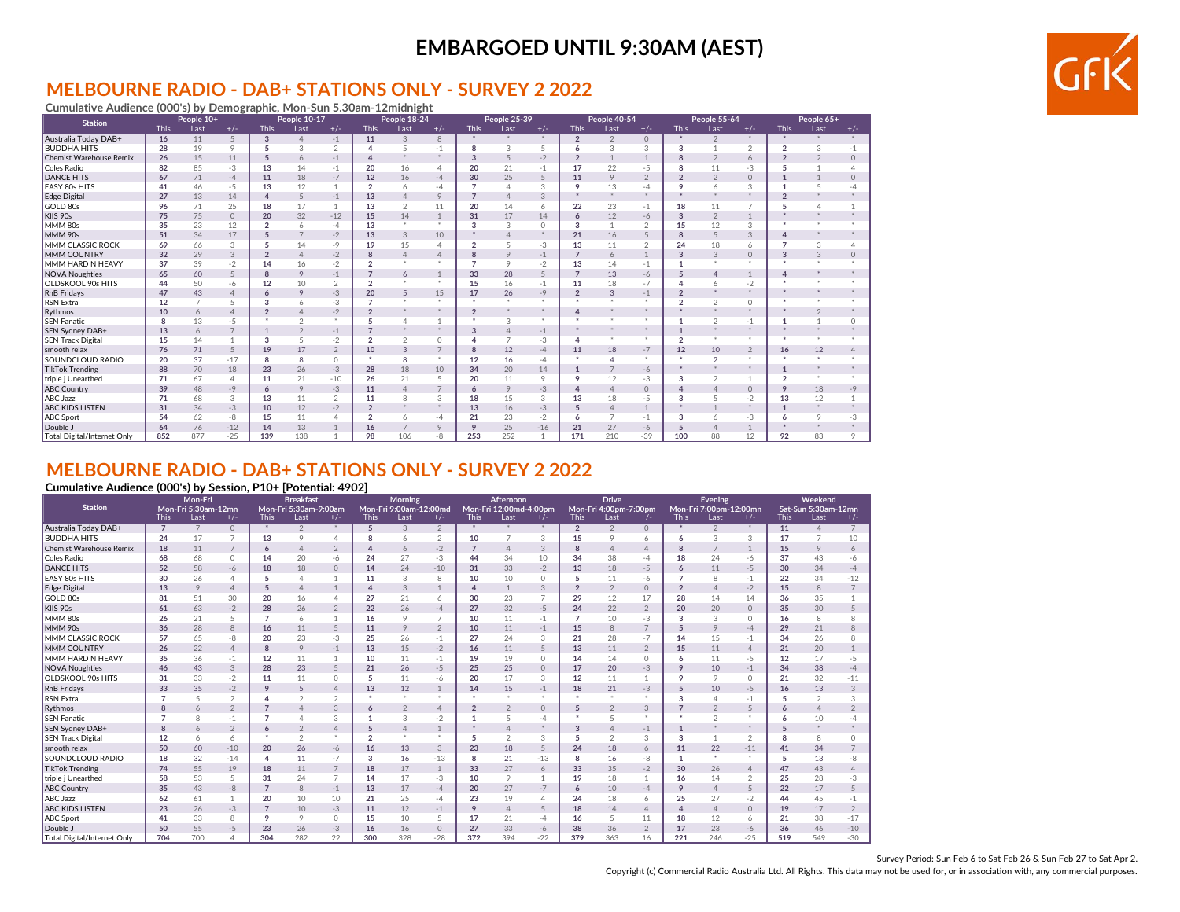# EMBARGOED UNTIL 9:30AM (AEST)

## MELBOURNE RADIO - DAB+ STATIONS ONLY - SURVEY 2 2022

**Cumulative Audience (000's) by Demographic, Mon-Sun 5.30am-12midnight**

| Station | People 10+ | | | People 10-17 | | | People 18-24 | | | People 25-39 | | | People 40-54 | | | People 55-64 | | | People 65+ | | |
|---|---|---|---|---|---|---|---|---|---|---|---|---|---|---|---|---|---|---|---|---|---|
| | This | Last | +/- | This | Last | +/- | This | Last | +/- | This | Last | +/- | This | Last | +/- | This | Last | +/- | This | Last | +/- |
| Australia Today DAB+ | 16 | 11 | 5 | 3 | 4 | -1 | 11 | 3 | 8 | * | * | * | 2 | 2 | 0 | * | 2 | * | * | * | * |
| BUDDHA HITS | 28 | 19 | 9 | 5 | 3 | 2 | 4 | 5 | -1 | 8 | 3 | 5 | 6 | 3 | 3 | 3 | 1 | 2 | 2 | 3 | -1 |
| Chemist Warehouse Remix | 26 | 15 | 11 | 5 | 6 | -1 | 4 | * | * | 3 | 5 | -2 | 2 | 1 | 1 | 8 | 2 | 6 | 2 | 2 | 0 |
| Coles Radio | 82 | 85 | -3 | 13 | 14 | -1 | 20 | 16 | 4 | 20 | 21 | -1 | 17 | 22 | -5 | 8 | 11 | -3 | 5 | 1 | 4 |
| DANCE HITS | 67 | 71 | -4 | 11 | 18 | -7 | 12 | 16 | -4 | 30 | 25 | 5 | 11 | 9 | 2 | 2 | 2 | 0 | 1 | 1 | 0 |
| EASY 80s HITS | 41 | 46 | -5 | 13 | 12 | 1 | 2 | 6 | -4 | 7 | 4 | 3 | 9 | 13 | -4 | 9 | 6 | 3 | 1 | 5 | -4 |
| Edge Digital | 27 | 13 | 14 | 4 | 5 | -1 | 13 | 4 | 9 | 7 | 4 | 3 | * | * | * | * | * | * | 2 | * | * |
| GOLD 80s | 96 | 71 | 25 | 18 | 17 | 1 | 13 | 2 | 11 | 20 | 14 | 6 | 22 | 23 | -1 | 18 | 11 | 7 | 5 | 4 | 1 |
| KIIS 90s | 75 | 75 | 0 | 20 | 32 | -12 | 15 | 14 | 1 | 31 | 17 | 14 | 6 | 12 | -6 | 3 | 2 | 1 | * | * | * |
| MMM 80s | 35 | 23 | 12 | 2 | 6 | -4 | 13 | * | * | 3 | 3 | 0 | 3 | 1 | 2 | 15 | 12 | 3 | * | * | * |
| MMM 90s | 51 | 34 | 17 | 5 | 7 | -2 | 13 | 3 | 10 | * | 4 | * | 21 | 16 | 5 | 8 | 5 | 3 | 4 | * | * |
| MMM CLASSIC ROCK | 69 | 66 | 3 | 5 | 14 | -9 | 19 | 15 | 4 | 2 | 5 | -3 | 13 | 11 | 2 | 24 | 18 | 6 | 7 | 3 | 4 |
| MMM COUNTRY | 32 | 29 | 3 | 2 | 4 | -2 | 8 | 4 | 4 | 8 | 9 | -1 | 7 | 6 | 1 | 3 | 3 | 0 | 3 | 3 | 0 |
| MMM HARD N HEAVY | 37 | 39 | -2 | 14 | 16 | -2 | 2 | * | * | 7 | 9 | -2 | 13 | 14 | -1 | 1 | * | * | * | * | * |
| NOVA Noughties | 65 | 60 | 5 | 8 | 9 | -1 | 7 | 6 | 1 | 33 | 28 | 5 | 7 | 13 | -6 | 5 | 4 | 1 | 4 | * | * |
| OLDSKOOL 90s HITS | 44 | 50 | -6 | 12 | 10 | 2 | 2 | * | * | 15 | 16 | -1 | 11 | 18 | -7 | 4 | 6 | -2 | * | * | * |
| RnB Fridays | 47 | 43 | 4 | 6 | 9 | -3 | 20 | 5 | 15 | 17 | 26 | -9 | 2 | 3 | -1 | 2 | * | * | * | * | * |
| RSN Extra | 12 | 7 | 5 | 3 | 6 | -3 | 7 | * | * | * | * | * | * | * | * | 2 | 2 | 0 | * | * | * |
| Rythmos | 10 | 6 | 4 | 2 | 4 | -2 | 2 | * | * | 2 | * | * | 4 | * | * | * | * | * | * | 2 | * |
| SEN Fanatic | 8 | 13 | -5 | * | 2 | * | 5 | 4 | 1 | * | 3 | * | * | * | * | 1 | 2 | -1 | 1 | 1 | 0 |
| SEN Sydney DAB+ | 13 | 6 | 7 | 1 | 2 | -1 | 7 | * | * | 3 | 4 | -1 | * | * | * | 1 | * | * | * | * | * |
| SEN Track Digital | 15 | 14 | 1 | 3 | 5 | -2 | 2 | 2 | 0 | 4 | 7 | -3 | 4 | * | * | 2 | * | * | * | * | * |
| smooth relax | 76 | 71 | 5 | 19 | 17 | 2 | 10 | 3 | 7 | 8 | 12 | -4 | 11 | 18 | -7 | 12 | 10 | 2 | 16 | 12 | 4 |
| SOUNDCLOUD RADIO | 20 | 37 | -17 | 8 | 8 | 0 | * | 8 | * | 12 | 16 | -4 | * | 4 | * | * | 2 | * | * | * | * |
| TikTok Trending | 88 | 70 | 18 | 23 | 26 | -3 | 28 | 18 | 10 | 34 | 20 | 14 | 1 | 7 | -6 | * | * | * | 1 | * | * |
| triple j Unearthed | 71 | 67 | 4 | 11 | 21 | -10 | 26 | 21 | 5 | 20 | 11 | 9 | 9 | 12 | -3 | 3 | 2 | 1 | 2 | * | * |
| ABC Country | 39 | 48 | -9 | 6 | 9 | -3 | 11 | 4 | 7 | 6 | 9 | -3 | 4 | 4 | 0 | 4 | 4 | 0 | 9 | 18 | -9 |
| ABC Jazz | 71 | 68 | 3 | 13 | 11 | 2 | 11 | 8 | 3 | 18 | 15 | 3 | 13 | 18 | -5 | 3 | 5 | -2 | 13 | 12 | 1 |
| ABC KIDS LISTEN | 31 | 34 | -3 | 10 | 12 | -2 | 2 | * | * | 13 | 16 | -3 | 5 | 4 | 1 | * | 1 | * | 1 | * | * |
| ABC Sport | 54 | 62 | -8 | 15 | 11 | 4 | 2 | 6 | -4 | 21 | 23 | -2 | 6 | 7 | -1 | 3 | 6 | -3 | 6 | 9 | -3 |
| Double J | 64 | 76 | -12 | 14 | 13 | 1 | 16 | 7 | 9 | 9 | 25 | -16 | 21 | 27 | -6 | 5 | 4 | 1 | * | * | * |
| Total Digital/Internet Only | 852 | 877 | -25 | 139 | 138 | 1 | 98 | 106 | -8 | 253 | 252 | 1 | 171 | 210 | -39 | 100 | 88 | 12 | 92 | 83 | 9 |

## MELBOURNE RADIO - DAB+ STATIONS ONLY - SURVEY 2 2022

**Cumulative Audience (000's) by Session, P10+ [Potential: 4902]**

| Station | Mon-Fri Mon-Fri 5:30am-12mn | | | Breakfast Mon-Fri 5:30am-9:00am | | | Morning Mon-Fri 9:00am-12:00md | | | Afternoon Mon-Fri 12:00md-4:00pm | | | Drive Mon-Fri 4:00pm-7:00pm | | | Evening Mon-Fri 7:00pm-12:00mn | | | Weekend Sat-Sun 5:30am-12mn | | |
|---|---|---|---|---|---|---|---|---|---|---|---|---|---|---|---|---|---|---|---|---|---|
| | This | Last | +/- | This | Last | +/- | This | Last | +/- | This | Last | +/- | This | Last | +/- | This | Last | +/- | This | Last | +/- |
| Australia Today DAB+ | 7 | 7 | 0 | * | 2 | * | 5 | 3 | 2 | * | * | * | 2 | 2 | 0 | * | 2 | * | 11 | 4 | 7 |
| BUDDHA HITS | 24 | 17 | 7 | 13 | 9 | 4 | 8 | 6 | 2 | 10 | 7 | 3 | 15 | 9 | 6 | 6 | 3 | 3 | 17 | 7 | 10 |
| Chemist Warehouse Remix | 18 | 11 | 7 | 6 | 4 | 2 | 4 | 6 | -2 | 7 | 4 | 3 | 8 | 4 | 4 | 8 | 7 | 1 | 15 | 9 | 6 |
| Coles Radio | 68 | 68 | 0 | 14 | 20 | -6 | 24 | 27 | -3 | 44 | 34 | 10 | 34 | 38 | -4 | 18 | 24 | -6 | 37 | 43 | -6 |
| DANCE HITS | 52 | 58 | -6 | 18 | 18 | 0 | 14 | 24 | -10 | 31 | 33 | -2 | 13 | 18 | -5 | 6 | 11 | -5 | 30 | 34 | -4 |
| EASY 80s HITS | 30 | 26 | 4 | 5 | 4 | 1 | 11 | 3 | 8 | 10 | 10 | 0 | 5 | 11 | -6 | 7 | 8 | -1 | 22 | 34 | -12 |
| Edge Digital | 13 | 9 | 4 | 5 | 4 | 1 | 4 | 3 | 1 | 4 | 1 | 3 | 2 | 2 | 0 | 2 | 4 | -2 | 15 | 8 | 7 |
| GOLD 80s | 81 | 51 | 30 | 20 | 16 | 4 | 27 | 21 | 6 | 30 | 23 | 7 | 29 | 12 | 17 | 28 | 14 | 14 | 36 | 35 | 1 |
| KIIS 90s | 61 | 63 | -2 | 28 | 26 | 2 | 22 | 26 | -4 | 27 | 32 | -5 | 24 | 22 | 2 | 20 | 20 | 0 | 35 | 30 | 5 |
| MMM 80s | 26 | 21 | 5 | 7 | 6 | 1 | 16 | 9 | 7 | 10 | 11 | -1 | 7 | 10 | -3 | 3 | 3 | 0 | 16 | 8 | 8 |
| MMM 90s | 36 | 28 | 8 | 16 | 11 | 5 | 11 | 9 | 2 | 10 | 11 | -1 | 15 | 8 | 7 | 5 | 9 | -4 | 29 | 21 | 8 |
| MMM CLASSIC ROCK | 57 | 65 | -8 | 20 | 23 | -3 | 25 | 26 | -1 | 27 | 24 | 3 | 21 | 28 | -7 | 14 | 15 | -1 | 34 | 26 | 8 |
| MMM COUNTRY | 26 | 22 | 4 | 8 | 9 | -1 | 13 | 15 | -2 | 16 | 11 | 5 | 13 | 11 | 2 | 15 | 11 | 4 | 21 | 20 | 1 |
| MMM HARD N HEAVY | 35 | 36 | -1 | 12 | 11 | 1 | 10 | 11 | -1 | 19 | 19 | 0 | 14 | 14 | 0 | 6 | 11 | -5 | 12 | 17 | -5 |
| NOVA Noughties | 46 | 43 | 3 | 28 | 23 | 5 | 21 | 26 | -5 | 25 | 25 | 0 | 17 | 20 | -3 | 9 | 10 | -1 | 34 | 38 | -4 |
| OLDSKOOL 90s HITS | 31 | 33 | -2 | 11 | 11 | 0 | 5 | 11 | -6 | 20 | 17 | 3 | 12 | 11 | 1 | 9 | 9 | 0 | 21 | 32 | -11 |
| RnB Fridays | 33 | 35 | -2 | 9 | 5 | 4 | 13 | 12 | 1 | 14 | 15 | -1 | 18 | 21 | -3 | 5 | 10 | -5 | 16 | 13 | 3 |
| RSN Extra | 7 | 5 | 2 | 4 | 2 | 2 | * | * | * | * | * | * | * | * | * | 3 | 4 | -1 | 5 | 2 | 3 |
| Rythmos | 8 | 6 | 2 | 7 | 4 | 3 | 6 | 2 | 4 | 2 | 2 | 0 | 5 | 2 | 3 | 7 | 2 | 5 | 6 | 4 | 2 |
| SEN Fanatic | 7 | 8 | -1 | 7 | 4 | 3 | 1 | 3 | -2 | 1 | 5 | -4 | * | 5 | * | * | 2 | * | 6 | 10 | -4 |
| SEN Sydney DAB+ | 8 | 6 | 2 | 6 | 2 | 4 | 5 | 4 | 1 | * | 4 | * | 3 | 4 | -1 | 1 | * | * | 5 | * | * |
| SEN Track Digital | 12 | 6 | 6 | * | 2 | * | 2 | * | * | 5 | 2 | 3 | 5 | 2 | 3 | 3 | 1 | 2 | 8 | 8 | 0 |
| smooth relax | 50 | 60 | -10 | 20 | 26 | -6 | 16 | 13 | 3 | 23 | 18 | 5 | 24 | 18 | 6 | 11 | 22 | -11 | 41 | 34 | 7 |
| SOUNDCLOUD RADIO | 18 | 32 | -14 | 4 | 11 | -7 | 3 | 16 | -13 | 8 | 21 | -13 | 8 | 16 | -8 | 1 | * | * | 5 | 13 | -8 |
| TikTok Trending | 74 | 55 | 19 | 18 | 11 | 7 | 18 | 17 | 1 | 33 | 27 | 6 | 33 | 35 | -2 | 30 | 26 | 4 | 47 | 43 | 4 |
| triple j Unearthed | 58 | 53 | 5 | 31 | 24 | 7 | 14 | 17 | -3 | 10 | 9 | 1 | 19 | 18 | 1 | 16 | 14 | 2 | 25 | 28 | -3 |
| ABC Country | 35 | 43 | -8 | 7 | 8 | -1 | 13 | 17 | -4 | 20 | 27 | -7 | 6 | 10 | -4 | 9 | 4 | 5 | 22 | 17 | 5 |
| ABC Jazz | 62 | 61 | 1 | 20 | 10 | 10 | 21 | 25 | -4 | 23 | 19 | 4 | 24 | 18 | 6 | 25 | 27 | -2 | 44 | 45 | -1 |
| ABC KIDS LISTEN | 23 | 26 | -3 | 7 | 10 | -3 | 11 | 12 | -1 | 9 | 4 | 5 | 18 | 14 | 4 | 4 | 4 | 0 | 19 | 17 | 2 |
| ABC Sport | 41 | 33 | 8 | 9 | 9 | 0 | 15 | 10 | 5 | 17 | 21 | -4 | 16 | 5 | 11 | 18 | 12 | 6 | 21 | 38 | -17 |
| Double J | 50 | 55 | -5 | 23 | 26 | -3 | 16 | 16 | 0 | 27 | 33 | -6 | 38 | 36 | 2 | 17 | 23 | -6 | 36 | 46 | -10 |
| Total Digital/Internet Only | 704 | 700 | 4 | 304 | 282 | 22 | 300 | 328 | -28 | 372 | 394 | -22 | 379 | 363 | 16 | 221 | 246 | -25 | 519 | 549 | -30 |

Survey Period: Sun Feb 6 to Sat Feb 26 & Sun Feb 27 to Sat Apr 2.

Copyright (c) Commercial Radio Australia Ltd. All Rights. This data may not be used for, or in association with, any commercial purposes.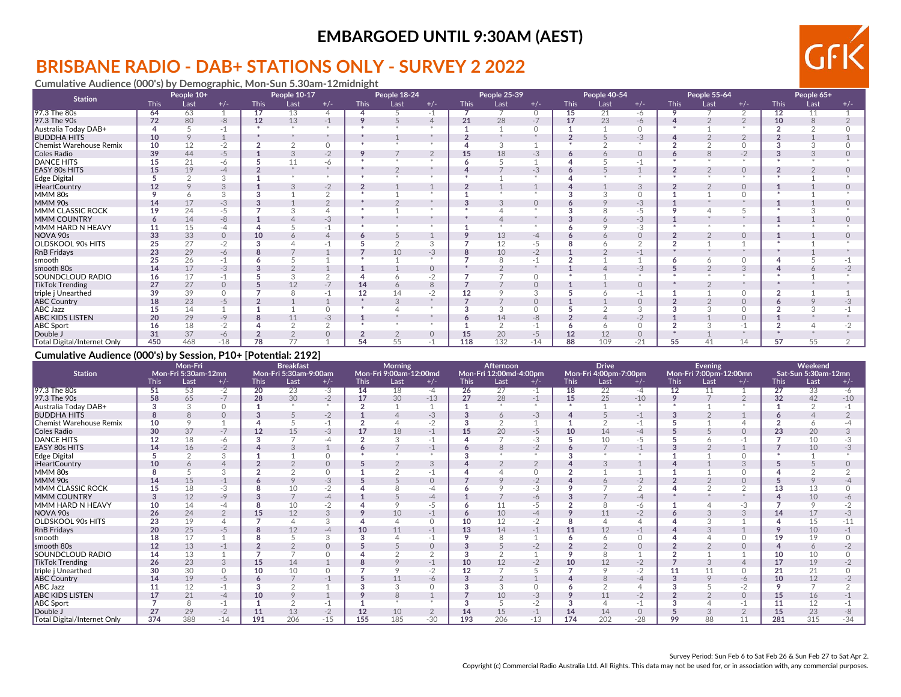**EMBARGOED UNTIL 9:30AM (AEST)**

# BRISBANE RADIO - DAB+ STATIONS ONLY - SURVEY 2 2022

### Cumulative Audience (000's) by Demographic, Mon-Sun 5.30am-12midnight

| Station | People 10+ | | | People 10-17 | | | People 18-24 | | | People 25-39 | | | People 40-54 | | | People 55-64 | | | People 65+ | | |
|---|---|---|---|---|---|---|---|---|---|---|---|---|---|---|---|---|---|---|---|---|---|
| | This | Last | +/- | This | Last | +/- | This | Last | +/- | This | Last | +/- | This | Last | +/- | This | Last | +/- | This | Last | +/- |
| 97.3 The 80s | 64 | 63 | 1 | 17 | 13 | 4 | 4 | 5 | -1 | 7 | 7 | 0 | 15 | 21 | -6 | 9 | 7 | 2 | 12 | 11 | 1 |
| 97.3 The 90s | 72 | 80 | -8 | 12 | 13 | -1 | 9 | 5 | 4 | 21 | 28 | -7 | 17 | 23 | -6 | 4 | 2 | 2 | 10 | 8 | 2 |
| Australia Today DAB+ | 4 | 5 | -1 | * | * | * | * | * | * | 1 | 1 | 0 | 1 | 1 | 0 | * | 1 | * | 2 | 2 | 0 |
| BUDDHA HITS | 10 | 9 | 1 | * | * | * | * | 1 | * | 2 | * | * | 2 | 5 | -3 | 4 | 2 | 2 | 2 | 1 | 1 |
| Chemist Warehouse Remix | 10 | 12 | -2 | 2 | 2 | 0 | * | * | * | 4 | 3 | 1 | * | 2 | * | 2 | 2 | 0 | 3 | 3 | 0 |
| Coles Radio | 39 | 44 | -5 | 1 | 3 | -2 | 9 | 7 | 2 | 15 | 18 | -3 | 6 | 6 | 0 | 6 | 8 | -2 | 3 | 3 | 0 |
| DANCE HITS | 15 | 21 | -6 | 5 | 11 | -6 | * | * | * | 6 | 5 | 1 | 4 | 5 | -1 | * | * | * | * | * | * |
| EASY 80s HITS | 15 | 19 | -4 | 2 | * | * | * | 2 | * | 4 | 7 | -3 | 6 | 5 | 1 | 2 | 2 | 0 | 2 | 2 | 0 |
| Edge Digital | 5 | 2 | 3 | 1 | * | * | * | * | * | * | 1 | * | 4 | * | * | * | * | * | * | 1 | * |
| iHeartCountry | 12 | 9 | 3 | 1 | 3 | -2 | 2 | 1 | 1 | 2 | 1 | 1 | 4 | 1 | 3 | 2 | 2 | 0 | 1 | 1 | 0 |
| MMM 80s | 9 | 6 | 3 | 3 | 1 | 2 | * | 1 | * | 1 | * | * | 3 | 3 | 0 | 1 | 1 | 0 | * | 1 | * |
| MMM 90s | 14 | 17 | -3 | 3 | 1 | 2 | * | 2 | * | 3 | 3 | 0 | 6 | 9 | -3 | 1 | * | * | 1 | 1 | 0 |
| MMM CLASSIC ROCK | 19 | 24 | -5 | 7 | 3 | 4 | * | 1 | * | * | 4 | * | 3 | 8 | -5 | 9 | 4 | 5 | * | 3 | * |
| MMM COUNTRY | 6 | 14 | -8 | 1 | 4 | -3 | * | * | * | * | 4 | * | 3 | 6 | -3 | 1 | * | * | 1 | 1 | 0 |
| MMM HARD N HEAVY | 11 | 15 | -4 | 4 | 5 | -1 | * | * | * | 1 | * | * | 6 | 9 | -3 | * | * | * | * | * | * |
| NOVA 90s | 33 | 33 | 0 | 10 | 6 | 4 | 6 | 5 | 1 | 9 | 13 | -4 | 6 | 6 | 0 | 2 | 2 | 0 | 1 | 1 | 0 |
| OLDSKOOL 90s HITS | 25 | 27 | -2 | 3 | 4 | -1 | 5 | 2 | 3 | 7 | 12 | -5 | 8 | 6 | 2 | 2 | 1 | 1 | * | 1 | * |
| RnB Fridays | 23 | 29 | -6 | 8 | 7 | 1 | 7 | 10 | -3 | 8 | 10 | -2 | 1 | 2 | -1 | * | * | * | * | 1 | * |
| smooth | 25 | 26 | -1 | 6 | 5 | 1 | * | 1 | * | 7 | 8 | -1 | 2 | 1 | 1 | 6 | 6 | 0 | 4 | 5 | -1 |
| smooth 80s | 14 | 17 | -3 | 3 | 2 | 1 | 1 | 1 | 0 | * | 2 | * | 1 | 4 | -3 | 5 | 2 | 3 | 4 | 6 | -2 |
| SOUNDCLOUD RADIO | 16 | 17 | -1 | 5 | 3 | 2 | 4 | 6 | -2 | 7 | 7 | 0 | * | 1 | * | * | * | * | * | 1 | * |
| TikTok Trending | 27 | 27 | 0 | 5 | 12 | -7 | 14 | 6 | 8 | 7 | 7 | 0 | 1 | 1 | 0 | * | 2 | * | * | * | * |
| triple j Unearthed | 39 | 39 | 0 | 7 | 8 | -1 | 12 | 14 | -2 | 12 | 9 | 3 | 5 | 6 | -1 | 1 | 1 | 0 | 2 | 1 | 1 |
| ABC Country | 18 | 23 | -5 | 2 | 1 | 1 | * | 3 | * | 7 | 7 | 0 | 1 | 1 | 0 | 2 | 2 | 0 | 6 | 9 | -3 |
| ABC Jazz | 15 | 14 | 1 | 1 | 1 | 0 | * | 4 | * | 3 | 3 | 0 | 5 | 2 | 3 | 3 | 3 | 0 | 2 | 3 | -1 |
| ABC KIDS LISTEN | 20 | 29 | -9 | 8 | 11 | -3 | 1 | * | * | 6 | 14 | -8 | 2 | 4 | -2 | 1 | 1 | 0 | 1 | * | * |
| ABC Sport | 16 | 18 | -2 | 4 | 2 | 2 | * | * | * | 1 | 2 | -1 | 6 | 6 | 0 | 2 | 3 | -1 | 2 | 4 | -2 |
| Double J | 31 | 37 | -6 | 2 | 2 | 0 | 2 | 2 | 0 | 15 | 20 | -5 | 12 | 12 | 0 | * | 1 | * | * | * | * |
| Total Digital/Internet Only | 450 | 468 | -18 | 78 | 77 | 1 | 54 | 55 | -1 | 118 | 132 | -14 | 88 | 109 | -21 | 55 | 41 | 14 | 57 | 55 | 2 |

### Cumulative Audience (000's) by Session, P10+ [Potential: 2192]

| Station | Mon-Fri Mon-Fri 5:30am-12mn | | | Breakfast Mon-Fri 5:30am-9:00am | | | Morning Mon-Fri 9:00am-12:00md | | | Afternoon Mon-Fri 12:00md-4:00pm | | | Drive Mon-Fri 4:00pm-7:00pm | | | Evening Mon-Fri 7:00pm-12:00mn | | | Weekend Sat-Sun 5:30am-12mn | | |
|---|---|---|---|---|---|---|---|---|---|---|---|---|---|---|---|---|---|---|---|---|---|
| | This | Last | +/- | This | Last | +/- | This | Last | +/- | This | Last | +/- | This | Last | +/- | This | Last | +/- | This | Last | +/- |
| 97.3 The 80s | 51 | 53 | -2 | 20 | 23 | -3 | 14 | 18 | -4 | 26 | 27 | -1 | 18 | 22 | -4 | 12 | 11 | 1 | 27 | 33 | -6 |
| 97.3 The 90s | 58 | 65 | -7 | 28 | 30 | -2 | 17 | 30 | -13 | 27 | 28 | -1 | 15 | 25 | -10 | 9 | 7 | 2 | 32 | 42 | -10 |
| Australia Today DAB+ | 3 | 3 | 0 | 1 | * | * | 2 | 1 | 1 | 1 | * | * | * | 1 | * | * | 1 | * | 1 | 2 | -1 |
| BUDDHA HITS | 8 | 8 | 0 | 3 | 5 | -2 | 1 | 4 | -3 | 3 | 6 | -3 | 4 | 5 | -1 | 3 | 2 | 1 | 6 | 4 | 2 |
| Chemist Warehouse Remix | 10 | 9 | 1 | 4 | 5 | -1 | 2 | 4 | -2 | 3 | 2 | 1 | 1 | 2 | -1 | 5 | 1 | 4 | 2 | 6 | -4 |
| Coles Radio | 30 | 37 | -7 | 12 | 15 | -3 | 17 | 18 | -1 | 15 | 20 | -5 | 10 | 14 | -4 | 5 | 5 | 0 | 23 | 20 | 3 |
| DANCE HITS | 12 | 18 | -6 | 3 | 7 | -4 | 2 | 3 | -1 | 4 | 7 | -3 | 5 | 10 | -5 | 5 | 6 | -1 | 7 | 10 | -3 |
| EASY 80s HITS | 14 | 16 | -2 | 4 | 3 | 1 | 6 | 7 | -1 | 6 | 8 | -2 | 6 | 7 | -1 | 3 | 2 | 1 | 7 | 10 | -3 |
| Edge Digital | 5 | 2 | 3 | 1 | 1 | 0 | * | * | * | 3 | * | * | 3 | * | * | 1 | 1 | 0 | * | 1 | * |
| iHeartCountry | 10 | 6 | 4 | 2 | 2 | 0 | 5 | 2 | 3 | 4 | 2 | 2 | 4 | 3 | 1 | 4 | 1 | 3 | 5 | 5 | 0 |
| MMM 80s | 8 | 5 | 3 | 2 | 2 | 0 | 1 | 2 | -1 | 4 | 4 | 0 | 2 | 1 | 1 | 1 | 1 | 0 | 4 | 2 | 2 |
| MMM 90s | 14 | 15 | -1 | 6 | 9 | -3 | 5 | 5 | 0 | 7 | 9 | -2 | 4 | 6 | -2 | 2 | 2 | 0 | 5 | 9 | -4 |
| MMM CLASSIC ROCK | 15 | 18 | -3 | 8 | 10 | -2 | 4 | 8 | -4 | 6 | 9 | -3 | 9 | 7 | 2 | 4 | 2 | 2 | 13 | 13 | 0 |
| MMM COUNTRY | 3 | 12 | -9 | 3 | 7 | -4 | 1 | 5 | -4 | 1 | 7 | -6 | 3 | 7 | -4 | * | * | * | 4 | 10 | -6 |
| MMM HARD N HEAVY | 10 | 14 | -4 | 8 | 10 | -2 | 4 | 9 | -5 | 6 | 11 | -5 | 2 | 8 | -6 | 1 | 4 | -3 | 7 | 9 | -2 |
| NOVA 90s | 26 | 24 | 2 | 15 | 12 | 3 | 9 | 10 | -1 | 6 | 10 | -4 | 9 | 11 | -2 | 6 | 3 | 3 | 14 | 17 | -3 |
| OLDSKOOL 90s HITS | 23 | 19 | 4 | 7 | 4 | 3 | 4 | 4 | 0 | 10 | 12 | -2 | 8 | 4 | 4 | 4 | 3 | 1 | 4 | 15 | -11 |
| RnB Fridays | 20 | 25 | -5 | 8 | 12 | -4 | 10 | 11 | -1 | 13 | 14 | -1 | 11 | 12 | -1 | 4 | 3 | 1 | 9 | 10 | -1 |
| smooth | 18 | 17 | 1 | 8 | 5 | 3 | 3 | 4 | -1 | 9 | 8 | 1 | 6 | 6 | 0 | 4 | 4 | 0 | 19 | 19 | 0 |
| smooth 80s | 12 | 13 | -1 | 2 | 2 | 0 | 5 | 5 | 0 | 3 | 5 | -2 | 2 | 2 | 0 | 2 | 2 | 0 | 4 | 6 | -2 |
| SOUNDCLOUD RADIO | 14 | 13 | 1 | 7 | 7 | 0 | 4 | 2 | 2 | 3 | 2 | 1 | 9 | 8 | 1 | 2 | 1 | 1 | 10 | 10 | 0 |
| TikTok Trending | 26 | 23 | 3 | 15 | 14 | 1 | 8 | 9 | -1 | 10 | 12 | -2 | 10 | 12 | -2 | 7 | 3 | 4 | 17 | 19 | -2 |
| triple j Unearthed | 30 | 30 | 0 | 10 | 10 | 0 | 7 | 9 | -2 | 12 | 7 | 5 | 7 | 9 | -2 | 11 | 11 | 0 | 21 | 21 | 0 |
| ABC Country | 14 | 19 | -5 | 6 | 7 | -1 | 5 | 11 | -6 | 3 | 2 | 1 | 4 | 8 | -4 | 3 | 9 | -6 | 10 | 12 | -2 |
| ABC Jazz | 11 | 12 | -1 | 3 | 2 | 1 | 3 | 3 | 0 | 3 | 3 | 0 | 6 | 2 | 4 | 3 | 5 | -2 | 9 | 7 | 2 |
| ABC KIDS LISTEN | 17 | 21 | -4 | 10 | 9 | 1 | 9 | 8 | 1 | 7 | 10 | -3 | 9 | 11 | -2 | 2 | 2 | 0 | 15 | 16 | -1 |
| ABC Sport | 7 | 8 | -1 | 1 | 2 | -1 | 1 | * | * | 3 | 5 | -2 | 3 | 4 | -1 | 3 | 4 | -1 | 11 | 12 | -1 |
| Double J | 27 | 29 | -2 | 11 | 13 | -2 | 12 | 10 | 2 | 14 | 15 | -1 | 14 | 14 | 0 | 5 | 3 | 2 | 15 | 23 | -8 |
| Total Digital/Internet Only | 374 | 388 | -14 | 191 | 206 | -15 | 155 | 185 | -30 | 193 | 206 | -13 | 174 | 202 | -28 | 99 | 88 | 11 | 281 | 315 | -34 |

Survey Period: Sun Feb 6 to Sat Feb 26 & Sun Feb 27 to Sat Apr 2.

Copyright (c) Commercial Radio Australia Ltd. All Rights. This data may not be used for, or in association with, any commercial purposes.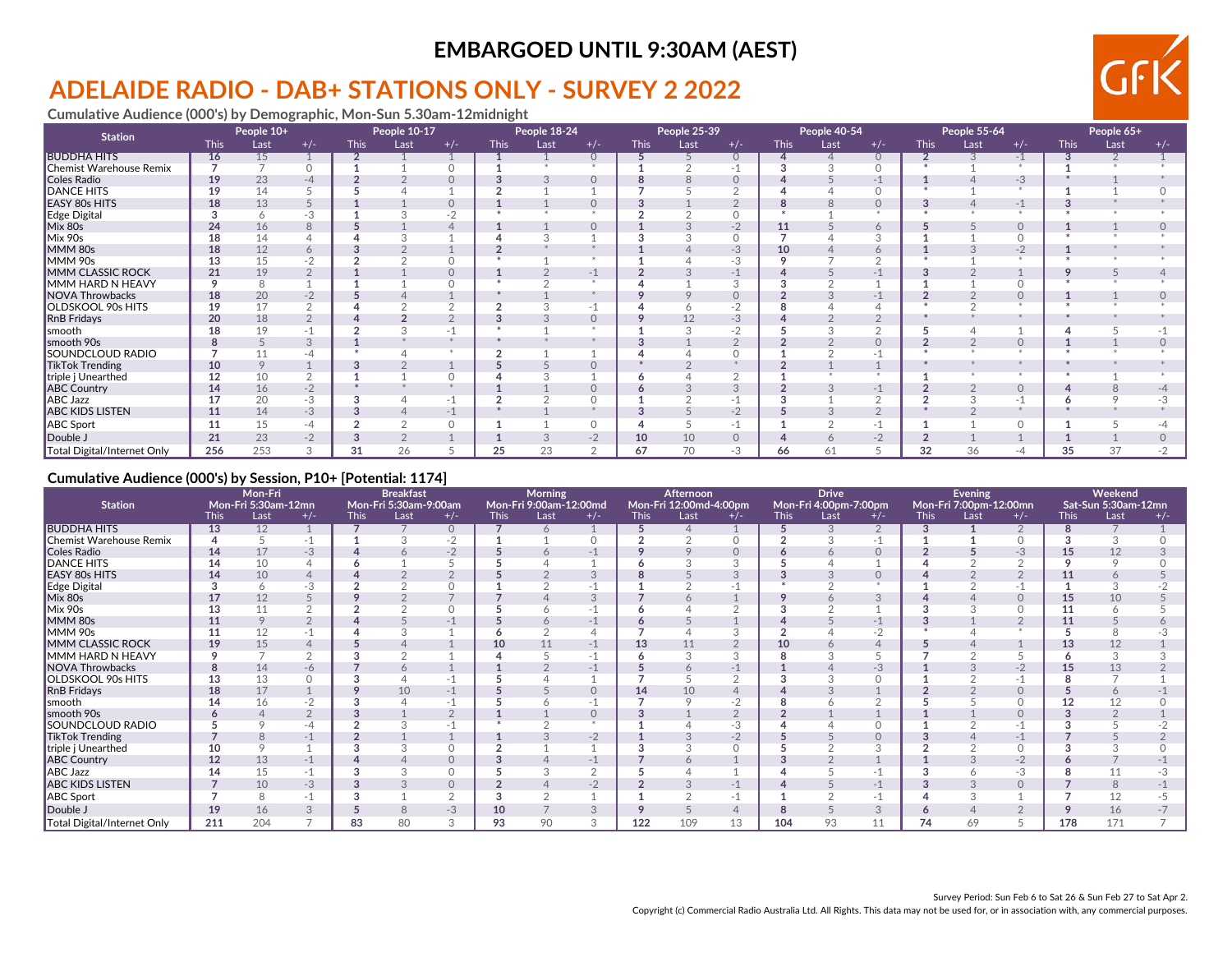# EMBARGOED UNTIL 9:30AM (AEST)

## ADELAIDE RADIO - DAB+ STATIONS ONLY - SURVEY 2 2022

**Cumulative Audience (000's) by Demographic, Mon-Sun 5.30am-12midnight**

| Station | People 10+ | | | People 10-17 | | | People 18-24 | | | People 25-39 | | | People 40-54 | | | People 55-64 | | | People 65+ | | |
|---|---|---|---|---|---|---|---|---|---|---|---|---|---|---|---|---|---|---|---|---|---|
| | This | Last | +/- | This | Last | +/- | This | Last | +/- | This | Last | +/- | This | Last | +/- | This | Last | +/- | This | Last | +/- |
| BUDDHA HITS | 16 | 15 | 1 | 2 | 1 | 1 | 1 | 1 | 0 | 5 | 5 | 0 | 4 | 4 | 0 | 2 | 3 | -1 | 3 | 2 | 1 |
| Chemist Warehouse Remix | 7 | 7 | 0 | 1 | 1 | 0 | 1 | * | * | 1 | 2 | -1 | 3 | 3 | 0 | * | 1 | * | 1 | * | * |
| Coles Radio | 19 | 23 | -4 | 2 | 2 | 0 | 3 | 3 | 0 | 8 | 8 | 0 | 4 | 5 | -1 | 1 | 4 | -3 | * | 1 | * |
| DANCE HITS | 19 | 14 | 5 | 5 | 4 | 1 | 2 | 1 | 1 | 7 | 5 | 2 | 4 | 4 | 0 | * | 1 | * | 1 | 1 | 0 |
| EASY 80s HITS | 18 | 13 | 5 | 1 | 1 | 0 | 1 | 1 | 0 | 3 | 1 | 2 | 8 | 8 | 0 | 3 | 4 | -1 | 3 | * | * |
| Edge Digital | 3 | 6 | -3 | 1 | 3 | -2 | * | * | * | 2 | 2 | 0 | * | 1 | * | * | * | * | * | * | * |
| Mix 80s | 24 | 16 | 8 | 5 | 1 | 4 | 1 | 1 | 0 | 1 | 3 | -2 | 11 | 5 | 6 | 5 | 5 | 0 | 1 | 1 | 0 |
| Mix 90s | 18 | 14 | 4 | 4 | 3 | 1 | 4 | 3 | 1 | 3 | 3 | 0 | 7 | 4 | 3 | 1 | 1 | 0 | * | * | * |
| MMM 80s | 18 | 12 | 6 | 3 | 2 | 1 | 2 | * | * | 1 | 4 | -3 | 10 | 4 | 6 | 1 | 3 | -2 | 1 | * | * |
| MMM 90s | 13 | 15 | -2 | 2 | 2 | 0 | * | 1 | * | 1 | 4 | -3 | 9 | 7 | 2 | * | 1 | * | * | * | * |
| MMM CLASSIC ROCK | 21 | 19 | 2 | 1 | 1 | 0 | 1 | 2 | -1 | 2 | 3 | -1 | 4 | 5 | -1 | 3 | 2 | 1 | 9 | 5 | 4 |
| MMM HARD N HEAVY | 9 | 8 | 1 | 1 | 1 | 0 | * | 2 | * | 4 | 1 | 3 | 3 | 2 | 1 | 1 | 1 | 0 | * | * | * |
| NOVA Throwbacks | 18 | 20 | -2 | 5 | 4 | 1 | * | 1 | * | 9 | 9 | 0 | 2 | 3 | -1 | 2 | 2 | 0 | 1 | 1 | 0 |
| OLDSKOOL 90s HITS | 19 | 17 | 2 | 4 | 2 | 2 | 2 | 3 | -1 | 4 | 6 | -2 | 8 | 4 | 4 | * | 2 | * | * | * | * |
| RnB Fridays | 20 | 18 | 2 | 4 | 2 | 2 | 3 | 3 | 0 | 9 | 12 | -3 | 4 | 2 | 2 | * | * | * | * | * | * |
| smooth | 18 | 19 | -1 | 2 | 3 | -1 | * | 1 | * | 1 | 3 | -2 | 5 | 3 | 2 | 5 | 4 | 1 | 4 | 5 | -1 |
| smooth 90s | 8 | 5 | 3 | 1 | * | * | * | * | * | 3 | 1 | 2 | 2 | 2 | 0 | 2 | 2 | 0 | 1 | 1 | 0 |
| SOUNDCLOUD RADIO | 7 | 11 | -4 | * | 4 | * | 2 | 1 | 1 | 4 | 4 | 0 | 1 | 2 | -1 | * | * | * | * | * | * |
| TikTok Trending | 10 | 9 | 1 | 3 | 2 | 1 | 5 | 5 | 0 | * | 2 | * | 2 | 1 | 1 | * | * | * | * | * | * |
| triple j Unearthed | 12 | 10 | 2 | 1 | 1 | 0 | 4 | 3 | 1 | 6 | 4 | 2 | 1 | * | * | 1 | * | * | * | 1 | * |
| ABC Country | 14 | 16 | -2 | * | * | * | 1 | 1 | 0 | 6 | 3 | 3 | 2 | 3 | -1 | 2 | 2 | 0 | 4 | 8 | -4 |
| ABC Jazz | 17 | 20 | -3 | 3 | 4 | -1 | 2 | 2 | 0 | 1 | 2 | -1 | 3 | 1 | 2 | 2 | 3 | -1 | 6 | 9 | -3 |
| ABC KIDS LISTEN | 11 | 14 | -3 | 3 | 4 | -1 | * | 1 | * | 3 | 5 | -2 | 5 | 3 | 2 | * | 2 | * | * | * | * |
| ABC Sport | 11 | 15 | -4 | 2 | 2 | 0 | 1 | 1 | 0 | 4 | 5 | -1 | 1 | 2 | -1 | 1 | 1 | 0 | 1 | 5 | -4 |
| Double J | 21 | 23 | -2 | 3 | 2 | 1 | 1 | 3 | -2 | 10 | 10 | 0 | 4 | 6 | -2 | 2 | 1 | 1 | 1 | 1 | 0 |
| Total Digital/Internet Only | 256 | 253 | 3 | 31 | 26 | 5 | 25 | 23 | 2 | 67 | 70 | -3 | 66 | 61 | 5 | 32 | 36 | -4 | 35 | 37 | -2 |

**Cumulative Audience (000's) by Session, P10+ [Potential: 1174]**

| Station | Mon-Fri Mon-Fri 5:30am-12mn | | | Breakfast Mon-Fri 5:30am-9:00am | | | Morning Mon-Fri 9:00am-12:00md | | | Afternoon Mon-Fri 12:00md-4:00pm | | | Drive Mon-Fri 4:00pm-7:00pm | | | Evening Mon-Fri 7:00pm-12:00mn | | | Weekend Sat-Sun 5:30am-12mn | | |
|---|---|---|---|---|---|---|---|---|---|---|---|---|---|---|---|---|---|---|---|---|---|
| | This | Last | +/- | This | Last | +/- | This | Last | +/- | This | Last | +/- | This | Last | +/- | This | Last | +/- | This | Last | +/- |
| BUDDHA HITS | 13 | 12 | 1 | 7 | 7 | 0 | 7 | 6 | 1 | 5 | 4 | 1 | 5 | 3 | 2 | 3 | 1 | 2 | 8 | 7 | 1 |
| Chemist Warehouse Remix | 4 | 5 | -1 | 1 | 3 | -2 | 1 | 1 | 0 | 2 | 2 | 0 | 2 | 3 | -1 | 1 | 1 | 0 | 3 | 3 | 0 |
| Coles Radio | 14 | 17 | -3 | 4 | 6 | -2 | 5 | 6 | -1 | 9 | 9 | 0 | 6 | 6 | 0 | 2 | 5 | -3 | 15 | 12 | 3 |
| DANCE HITS | 14 | 10 | 4 | 6 | 1 | 5 | 5 | 4 | 1 | 6 | 3 | 3 | 5 | 4 | 1 | 4 | 2 | 2 | 9 | 9 | 0 |
| EASY 80s HITS | 14 | 10 | 4 | 4 | 2 | 2 | 5 | 2 | 3 | 8 | 5 | 3 | 3 | 3 | 0 | 4 | 2 | 2 | 11 | 6 | 5 |
| Edge Digital | 3 | 6 | -3 | 2 | 2 | 0 | 1 | 2 | -1 | 1 | 2 | -1 | * | 2 | * | 1 | 2 | -1 | 1 | 3 | -2 |
| Mix 80s | 17 | 12 | 5 | 9 | 2 | 7 | 7 | 4 | 3 | 7 | 6 | 1 | 9 | 6 | 3 | 4 | 4 | 0 | 15 | 10 | 5 |
| Mix 90s | 13 | 11 | 2 | 2 | 2 | 0 | 5 | 6 | -1 | 6 | 4 | 2 | 3 | 2 | 1 | 3 | 3 | 0 | 11 | 6 | 5 |
| MMM 80s | 11 | 9 | 2 | 4 | 5 | -1 | 5 | 6 | -1 | 6 | 5 | 1 | 4 | 5 | -1 | 3 | 1 | 2 | 11 | 5 | 6 |
| MMM 90s | 11 | 12 | -1 | 4 | 3 | 1 | 6 | 2 | 4 | 7 | 4 | 3 | 2 | 4 | -2 | * | 4 | * | 5 | 8 | -3 |
| MMM CLASSIC ROCK | 19 | 15 | 4 | 5 | 4 | 1 | 10 | 11 | -1 | 13 | 11 | 2 | 10 | 6 | 4 | 5 | 4 | 1 | 13 | 12 | 1 |
| MMM HARD N HEAVY | 9 | 7 | 2 | 3 | 2 | 1 | 4 | 5 | -1 | 6 | 3 | 3 | 8 | 3 | 5 | 7 | 2 | 5 | 6 | 3 | 3 |
| NOVA Throwbacks | 8 | 14 | -6 | 7 | 6 | 1 | 1 | 2 | -1 | 5 | 6 | -1 | 1 | 4 | -3 | 1 | 3 | -2 | 15 | 13 | 2 |
| OLDSKOOL 90s HITS | 13 | 13 | 0 | 3 | 4 | -1 | 5 | 4 | 1 | 7 | 5 | 2 | 3 | 3 | 0 | 1 | 2 | -1 | 8 | 7 | 1 |
| RnB Fridays | 18 | 17 | 1 | 9 | 10 | -1 | 5 | 5 | 0 | 14 | 10 | 4 | 4 | 3 | 1 | 2 | 2 | 0 | 5 | 6 | -1 |
| smooth | 14 | 16 | -2 | 3 | 4 | -1 | 5 | 6 | -1 | 7 | 9 | -2 | 8 | 6 | 2 | 5 | 5 | 0 | 12 | 12 | 0 |
| smooth 90s | 6 | 4 | 2 | 3 | 1 | 2 | 1 | 1 | 0 | 3 | 1 | 2 | 2 | 1 | 1 | 1 | 1 | 0 | 3 | 2 | 1 |
| SOUNDCLOUD RADIO | 5 | 9 | -4 | 2 | 3 | -1 | * | 2 | * | 1 | 4 | -3 | 4 | 4 | 0 | 1 | 2 | -1 | 3 | 5 | -2 |
| TikTok Trending | 7 | 8 | -1 | 2 | 1 | 1 | 1 | 3 | -2 | 1 | 3 | -2 | 5 | 5 | 0 | 3 | 4 | -1 | 7 | 5 | 2 |
| triple j Unearthed | 10 | 9 | 1 | 3 | 3 | 0 | 2 | 1 | 1 | 3 | 3 | 0 | 5 | 2 | 3 | 2 | 2 | 0 | 3 | 3 | 0 |
| ABC Country | 12 | 13 | -1 | 4 | 4 | 0 | 3 | 4 | -1 | 7 | 6 | 1 | 3 | 2 | 1 | 1 | 3 | -2 | 6 | 7 | -1 |
| ABC Jazz | 14 | 15 | -1 | 3 | 3 | 0 | 5 | 3 | 2 | 5 | 4 | 1 | 4 | 5 | -1 | 3 | 6 | -3 | 8 | 11 | -3 |
| ABC KIDS LISTEN | 7 | 10 | -3 | 3 | 3 | 0 | 2 | 4 | -2 | 2 | 3 | -1 | 4 | 5 | -1 | 3 | 3 | 0 | 7 | 8 | -1 |
| ABC Sport | 7 | 8 | -1 | 3 | 1 | 2 | 3 | 2 | 1 | 1 | 2 | -1 | 1 | 2 | -1 | 4 | 3 | 1 | 7 | 12 | -5 |
| Double J | 19 | 16 | 3 | 5 | 8 | -3 | 10 | 7 | 3 | 9 | 5 | 4 | 8 | 5 | 3 | 6 | 4 | 2 | 9 | 16 | -7 |
| Total Digital/Internet Only | 211 | 204 | 7 | 83 | 80 | 3 | 93 | 90 | 3 | 122 | 109 | 13 | 104 | 93 | 11 | 74 | 69 | 5 | 178 | 171 | 7 |

Survey Period: Sun Feb 6 to Sat 26 & Sun Feb 27 to Sat Apr 2.

Copyright (c) Commercial Radio Australia Ltd. All Rights. This data may not be used for, or in association with, any commercial purposes.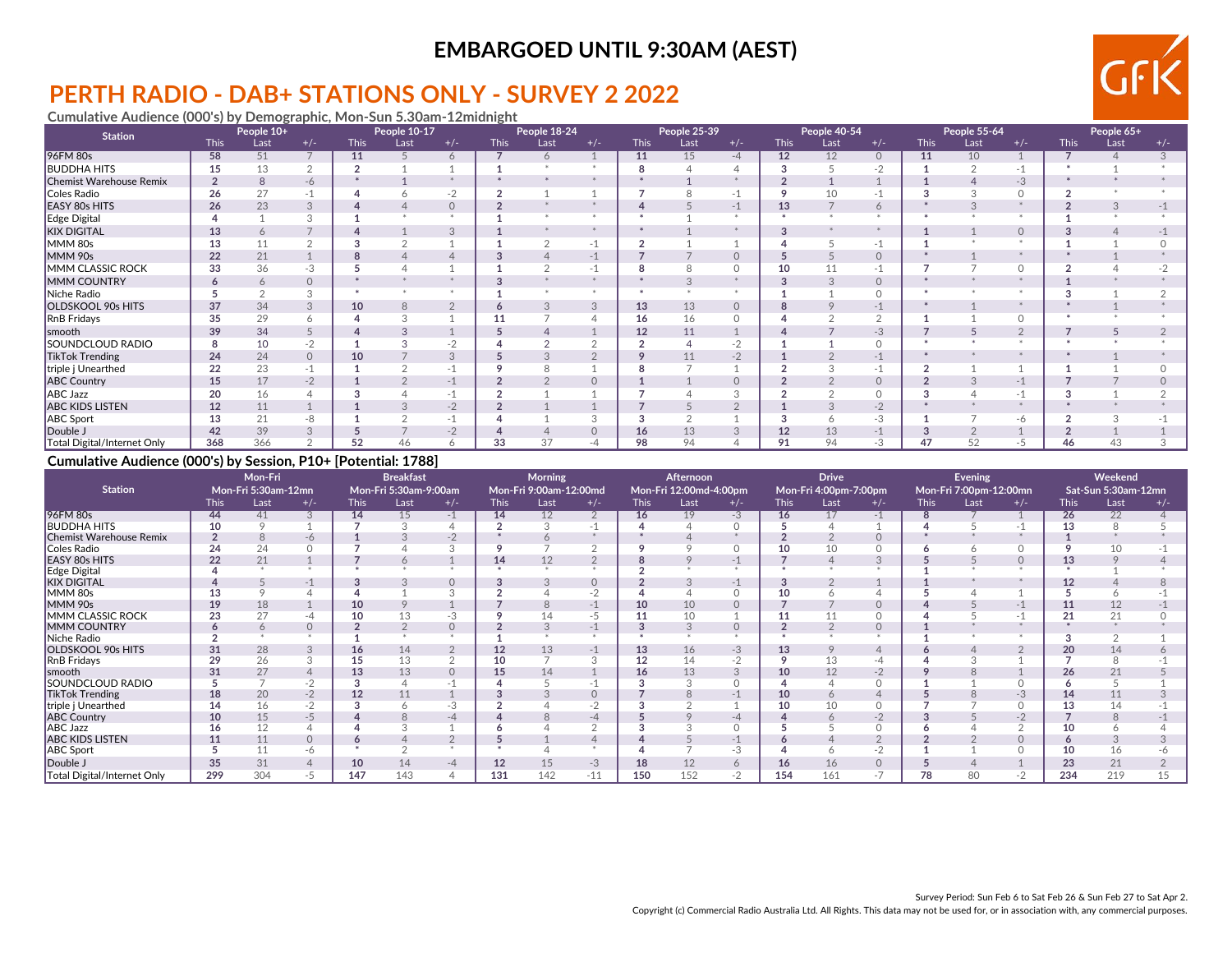**EMBARGOED UNTIL 9:30AM (AEST)**

# PERTH RADIO - DAB+ STATIONS ONLY - SURVEY 2 2022

Cumulative Audience (000's) by Demographic, Mon-Sun 5.30am-12midnight

| Station | People 10+ | | | People 10-17 | | | People 18-24 | | | People 25-39 | | | People 40-54 | | | People 55-64 | | | People 65+ | | |
|---|---|---|---|---|---|---|---|---|---|---|---|---|---|---|---|---|---|---|---|---|---|
| | This | Last | +/- | This | Last | +/- | This | Last | +/- | This | Last | +/- | This | Last | +/- | This | Last | +/- | This | Last | +/- |
| 96FM 80s | 58 | 51 | 7 | 11 | 5 | 6 | 7 | 6 | 1 | 11 | 15 | -4 | 12 | 12 | 0 | 11 | 10 | 1 | 7 | 4 | 3 |
| BUDDHA HITS | 15 | 13 | 2 | 2 | 1 | 1 | 1 | * | * | 8 | 4 | 4 | 3 | 5 | -2 | 1 | 2 | -1 | * | 1 | * |
| Chemist Warehouse Remix | 2 | 8 | -6 | * | 1 | * | * | * | * | * | 1 | * | 2 | 1 | 1 | 1 | 4 | -3 | * | * | * |
| Coles Radio | 26 | 27 | -1 | 4 | 6 | -2 | 2 | 1 | 1 | 7 | 8 | -1 | 9 | 10 | -1 | 3 | 3 | 0 | 2 | * | * |
| EASY 80s HITS | 26 | 23 | 3 | 4 | 4 | 0 | 2 | * | * | 4 | 5 | -1 | 13 | 7 | 6 | * | 3 | * | 2 | 3 | -1 |
| Edge Digital | 4 | 1 | 3 | 1 | * | * | 1 | * | * | * | 1 | * | * | * | * | * | * | * | 1 | * | * |
| KIX DIGITAL | 13 | 6 | 7 | 4 | 1 | 3 | 1 | * | * | * | 1 | * | 3 | * | * | 1 | 1 | 0 | 3 | 4 | -1 |
| MMM 80s | 13 | 11 | 2 | 3 | 2 | 1 | 1 | 2 | -1 | 2 | 1 | 1 | 4 | 5 | -1 | 1 | * | * | 1 | 1 | 0 |
| MMM 90s | 22 | 21 | 1 | 8 | 4 | 4 | 3 | 4 | -1 | 7 | 7 | 0 | 5 | 5 | 0 | * | 1 | * | * | 1 | * |
| MMM CLASSIC ROCK | 33 | 36 | -3 | 5 | 4 | 1 | 1 | 2 | -1 | 8 | 8 | 0 | 10 | 11 | -1 | 7 | 7 | 0 | 2 | 4 | -2 |
| MMM COUNTRY | 6 | 6 | 0 | * | * | * | 3 | * | * | * | 3 | * | 3 | 3 | 0 | * | * | * | 1 | * | * |
| Niche Radio | 5 | 2 | 3 | * | * | * | 1 | * | * | * | * | * | 1 | 1 | 0 | * | * | * | 3 | 1 | 2 |
| OLDSKOOL 90s HITS | 37 | 34 | 3 | 10 | 8 | 2 | 6 | 3 | 3 | 13 | 13 | 0 | 8 | 9 | -1 | * | 1 | * | * | 1 | * |
| RnB Fridays | 35 | 29 | 6 | 4 | 3 | 1 | 11 | 7 | 4 | 16 | 16 | 0 | 4 | 2 | 2 | 1 | 1 | 0 | * | * | * |
| smooth | 39 | 34 | 5 | 4 | 3 | 1 | 5 | 4 | 1 | 12 | 11 | 1 | 4 | 7 | -3 | 7 | 5 | 2 | 7 | 5 | 2 |
| SOUNDCLOUD RADIO | 8 | 10 | -2 | 1 | 3 | -2 | 4 | 2 | 2 | 2 | 4 | -2 | 1 | 1 | 0 | * | * | * | * | * | * |
| TikTok Trending | 24 | 24 | 0 | 10 | 7 | 3 | 5 | 3 | 2 | 9 | 11 | -2 | 1 | 2 | -1 | * | * | * | * | 1 | * |
| triple j Unearthed | 22 | 23 | -1 | 1 | 2 | -1 | 9 | 8 | 1 | 8 | 7 | 1 | 2 | 3 | -1 | 2 | 1 | 1 | 1 | 1 | 0 |
| ABC Country | 15 | 17 | -2 | 1 | 2 | -1 | 2 | 2 | 0 | 1 | 1 | 0 | 2 | 2 | 0 | 2 | 3 | -1 | 7 | 7 | 0 |
| ABC Jazz | 20 | 16 | 4 | 3 | 4 | -1 | 2 | 1 | 1 | 7 | 4 | 3 | 2 | 2 | 0 | 3 | 4 | -1 | 3 | 1 | 2 |
| ABC KIDS LISTEN | 12 | 11 | 1 | 1 | 3 | -2 | 2 | 1 | 1 | 7 | 5 | 2 | 1 | 3 | -2 | * | * | * | * | * | * |
| ABC Sport | 13 | 21 | -8 | 1 | 2 | -1 | 4 | 1 | 3 | 3 | 2 | 1 | 3 | 6 | -3 | 1 | 7 | -6 | 2 | 3 | -1 |
| Double J | 42 | 39 | 3 | 5 | 7 | -2 | 4 | 4 | 0 | 16 | 13 | 3 | 12 | 13 | -1 | 3 | 2 | 1 | 2 | 1 | 1 |
| Total Digital/Internet Only | 368 | 366 | 2 | 52 | 46 | 6 | 33 | 37 | -4 | 98 | 94 | 4 | 91 | 94 | -3 | 47 | 52 | -5 | 46 | 43 | 3 |

## Cumulative Audience (000's) by Session, P10+ [Potential: 1788]

| Station | Mon-Fri Mon-Fri 5:30am-12mn | | | Breakfast Mon-Fri 5:30am-9:00am | | | Morning Mon-Fri 9:00am-12:00md | | | Afternoon Mon-Fri 12:00md-4:00pm | | | Drive Mon-Fri 4:00pm-7:00pm | | | Evening Mon-Fri 7:00pm-12:00mn | | | Weekend Sat-Sun 5:30am-12mn | | |
|---|---|---|---|---|---|---|---|---|---|---|---|---|---|---|---|---|---|---|---|---|---|
| | This | Last | +/- | This | Last | +/- | This | Last | +/- | This | Last | +/- | This | Last | +/- | This | Last | +/- | This | Last | +/- |
| 96FM 80s | 44 | 41 | 3 | 14 | 15 | -1 | 14 | 12 | 2 | 16 | 19 | -3 | 16 | 17 | -1 | 8 | 7 | 1 | 26 | 22 | 4 |
| BUDDHA HITS | 10 | 9 | 1 | 7 | 3 | 4 | 2 | 3 | -1 | 4 | 4 | 0 | 5 | 4 | 1 | 4 | 5 | -1 | 13 | 8 | 5 |
| Chemist Warehouse Remix | 2 | 8 | -6 | 1 | 3 | -2 | * | 6 | * | * | 4 | * | 2 | 2 | 0 | * | * | * | 1 | * | * |
| Coles Radio | 24 | 24 | 0 | 7 | 4 | 3 | 9 | 7 | 2 | 9 | 9 | 0 | 10 | 10 | 0 | 6 | 6 | 0 | 9 | 10 | -1 |
| EASY 80s HITS | 22 | 21 | 1 | 7 | 6 | 1 | 14 | 12 | 2 | 8 | 9 | -1 | 7 | 4 | 3 | 5 | 5 | 0 | 13 | 9 | 4 |
| Edge Digital | 4 | * | * | * | * | * | * | * | * | 2 | * | * | * | * | * | 1 | * | * | * | 1 | * |
| KIX DIGITAL | 4 | 5 | -1 | 3 | 3 | 0 | 3 | 3 | 0 | 2 | 3 | -1 | 3 | 2 | 1 | 1 | * | * | 12 | 4 | 8 |
| MMM 80s | 13 | 9 | 4 | 4 | 1 | 3 | 2 | 4 | -2 | 4 | 4 | 0 | 10 | 6 | 4 | 5 | 4 | 1 | 5 | 6 | -1 |
| MMM 90s | 19 | 18 | 1 | 10 | 9 | 1 | 7 | 8 | -1 | 10 | 10 | 0 | 7 | 7 | 0 | 4 | 5 | -1 | 11 | 12 | -1 |
| MMM CLASSIC ROCK | 23 | 27 | -4 | 10 | 13 | -3 | 9 | 14 | -5 | 11 | 10 | 1 | 11 | 11 | 0 | 4 | 5 | -1 | 21 | 21 | 0 |
| MMM COUNTRY | 6 | 6 | 0 | 2 | 2 | 0 | 2 | 3 | -1 | 3 | 3 | 0 | 2 | 2 | 0 | 1 | * | * | * | * | * |
| Niche Radio | 2 | * | * | 1 | * | * | 1 | * | * | * | * | * | * | * | * | 1 | * | * | 3 | 2 | 1 |
| OLDSKOOL 90s HITS | 31 | 28 | 3 | 16 | 14 | 2 | 12 | 13 | -1 | 13 | 16 | -3 | 13 | 9 | 4 | 6 | 4 | 2 | 20 | 14 | 6 |
| RnB Fridays | 29 | 26 | 3 | 15 | 13 | 2 | 10 | 7 | 3 | 12 | 14 | -2 | 9 | 13 | -4 | 4 | 3 | 1 | 7 | 8 | -1 |
| smooth | 31 | 27 | 4 | 13 | 13 | 0 | 15 | 14 | 1 | 16 | 13 | 3 | 10 | 12 | -2 | 9 | 8 | 1 | 26 | 21 | 5 |
| SOUNDCLOUD RADIO | 5 | 7 | -2 | 3 | 4 | -1 | 4 | 5 | -1 | 3 | 3 | 0 | 4 | 4 | 0 | 1 | 1 | 0 | 6 | 5 | 1 |
| TikTok Trending | 18 | 20 | -2 | 12 | 11 | 1 | 3 | 3 | 0 | 7 | 8 | -1 | 10 | 6 | 4 | 5 | 8 | -3 | 14 | 11 | 3 |
| triple j Unearthed | 14 | 16 | -2 | 3 | 6 | -3 | 2 | 4 | -2 | 3 | 2 | 1 | 10 | 10 | 0 | 7 | 7 | 0 | 13 | 14 | -1 |
| ABC Country | 10 | 15 | -5 | 4 | 8 | -4 | 4 | 8 | -4 | 5 | 9 | -4 | 4 | 6 | -2 | 3 | 5 | -2 | 7 | 8 | -1 |
| ABC Jazz | 16 | 12 | 4 | 4 | 3 | 1 | 6 | 4 | 2 | 3 | 3 | 0 | 5 | 5 | 0 | 6 | 4 | 2 | 10 | 6 | 4 |
| ABC KIDS LISTEN | 11 | 11 | 0 | 6 | 4 | 2 | 5 | 1 | 4 | 4 | 5 | -1 | 6 | 4 | 2 | 2 | 2 | 0 | 6 | 3 | 3 |
| ABC Sport | 5 | 11 | -6 | * | 2 | * | * | 4 | * | 4 | 7 | -3 | 4 | 6 | -2 | 1 | 1 | 0 | 10 | 16 | -6 |
| Double J | 35 | 31 | 4 | 10 | 14 | -4 | 12 | 15 | -3 | 18 | 12 | 6 | 16 | 16 | 0 | 5 | 4 | 1 | 23 | 21 | 2 |
| Total Digital/Internet Only | 299 | 304 | -5 | 147 | 143 | 4 | 131 | 142 | -11 | 150 | 152 | -2 | 154 | 161 | -7 | 78 | 80 | -2 | 234 | 219 | 15 |

Survey Period: Sun Feb 6 to Sat Feb 26 & Sun Feb 27 to Sat Apr 2.

Copyright (c) Commercial Radio Australia Ltd. All Rights. This data may not be used for, or in association with, any commercial purposes.